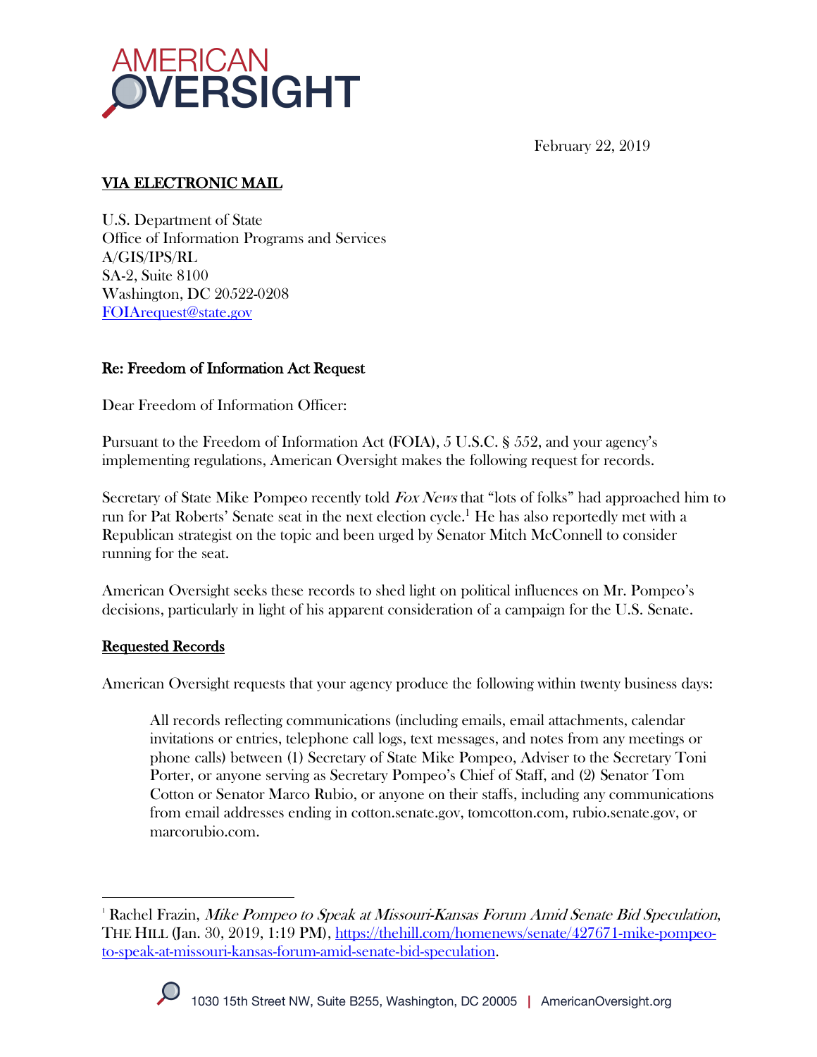AMERICAN OVERSIGHT

February 22, 2019

**VIA ELECTRONIC MAIL**

U.S. Department of State
Office of Information Programs and Services
A/GIS/IPS/RL
SA-2, Suite 8100
Washington, DC 20522-0208
FOIArequest@state.gov

**Re: Freedom of Information Act Request**

Dear Freedom of Information Officer:

Pursuant to the Freedom of Information Act (FOIA), 5 U.S.C. § 552, and your agency's implementing regulations, American Oversight makes the following request for records.

Secretary of State Mike Pompeo recently told *Fox News* that "lots of folks" had approached him to run for Pat Roberts' Senate seat in the next election cycle.[1] He has also reportedly met with a Republican strategist on the topic and been urged by Senator Mitch McConnell to consider running for the seat.

American Oversight seeks these records to shed light on political influences on Mr. Pompeo's decisions, particularly in light of his apparent consideration of a campaign for the U.S. Senate.

**Requested Records**

American Oversight requests that your agency produce the following within twenty business days:

> All records reflecting communications (including emails, email attachments, calendar invitations or entries, telephone call logs, text messages, and notes from any meetings or phone calls) between (1) Secretary of State Mike Pompeo, Adviser to the Secretary Toni Porter, or anyone serving as Secretary Pompeo's Chief of Staff, and (2) Senator Tom Cotton or Senator Marco Rubio, or anyone on their staffs, including any communications from email addresses ending in cotton.senate.gov, tomcotton.com, rubio.senate.gov, or marcorubio.com.

[1] Rachel Frazin, *Mike Pompeo to Speak at Missouri-Kansas Forum Amid Senate Bid Speculation*, THE HILL (Jan. 30, 2019, 1:19 PM), https://thehill.com/homenews/senate/427671-mike-pompeo-to-speak-at-missouri-kansas-forum-amid-senate-bid-speculation.

1030 15th Street NW, Suite B255, Washington, DC 20005 | AmericanOversight.org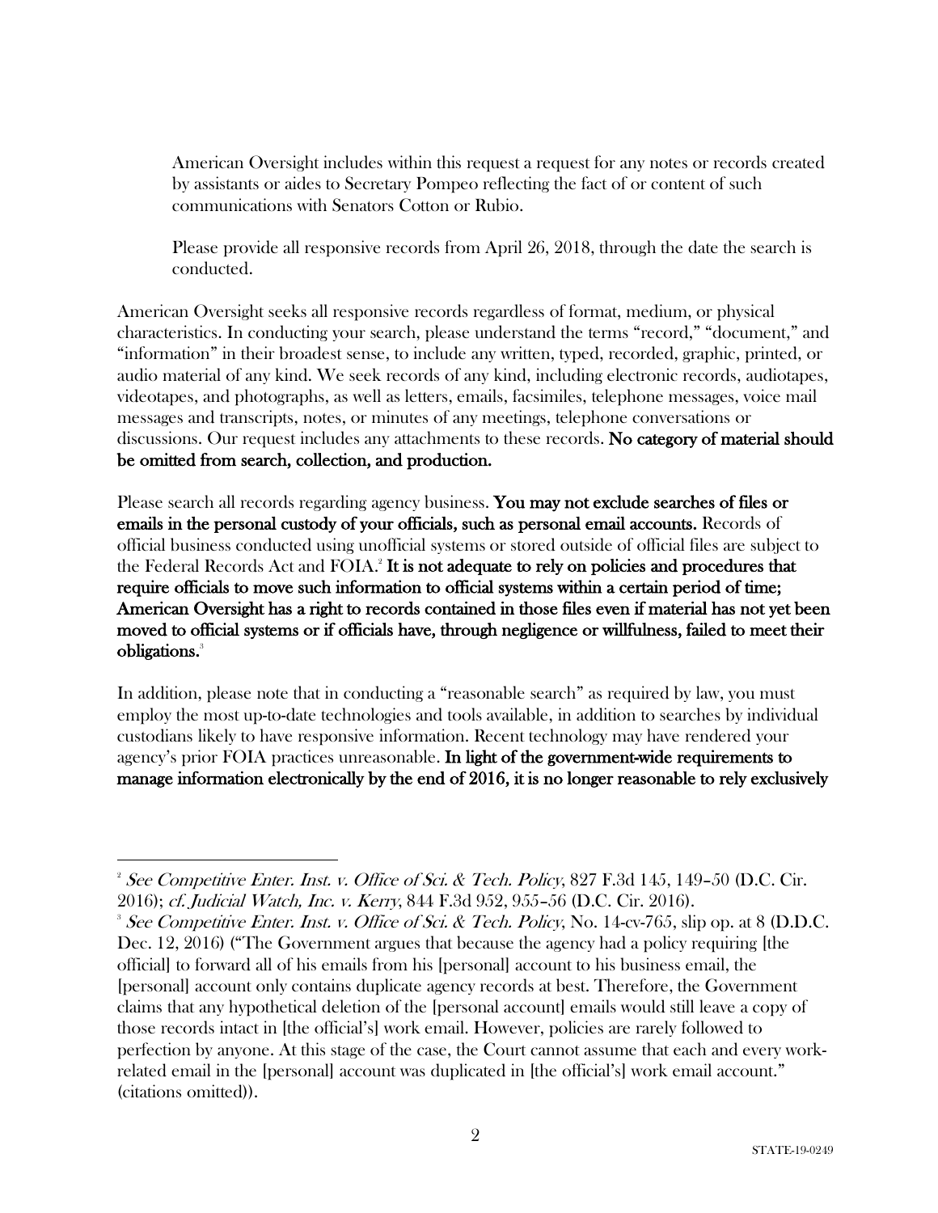American Oversight includes within this request a request for any notes or records created by assistants or aides to Secretary Pompeo reflecting the fact of or content of such communications with Senators Cotton or Rubio.

Please provide all responsive records from April 26, 2018, through the date the search is conducted.

American Oversight seeks all responsive records regardless of format, medium, or physical characteristics. In conducting your search, please understand the terms "record," "document," and "information" in their broadest sense, to include any written, typed, recorded, graphic, printed, or audio material of any kind. We seek records of any kind, including electronic records, audiotapes, videotapes, and photographs, as well as letters, emails, facsimiles, telephone messages, voice mail messages and transcripts, notes, or minutes of any meetings, telephone conversations or discussions. Our request includes any attachments to these records. **No category of material should be omitted from search, collection, and production.**

Please search all records regarding agency business. **You may not exclude searches of files or emails in the personal custody of your officials, such as personal email accounts.** Records of official business conducted using unofficial systems or stored outside of official files are subject to the Federal Records Act and FOIA.[2] **It is not adequate to rely on policies and procedures that require officials to move such information to official systems within a certain period of time; American Oversight has a right to records contained in those files even if material has not yet been moved to official systems or if officials have, through negligence or willfulness, failed to meet their obligations.**[3]

In addition, please note that in conducting a "reasonable search" as required by law, you must employ the most up-to-date technologies and tools available, in addition to searches by individual custodians likely to have responsive information. Recent technology may have rendered your agency's prior FOIA practices unreasonable. **In light of the government-wide requirements to manage information electronically by the end of 2016, it is no longer reasonable to rely exclusively**

---

[2] *See Competitive Enter. Inst. v. Office of Sci. & Tech. Policy*, 827 F.3d 145, 149–50 (D.C. Cir. 2016); *cf. Judicial Watch, Inc. v. Kerry*, 844 F.3d 952, 955–56 (D.C. Cir. 2016).

[3] *See Competitive Enter. Inst. v. Office of Sci. & Tech. Policy*, No. 14-cv-765, slip op. at 8 (D.D.C. Dec. 12, 2016) ("The Government argues that because the agency had a policy requiring [the official] to forward all of his emails from his [personal] account to his business email, the [personal] account only contains duplicate agency records at best. Therefore, the Government claims that any hypothetical deletion of the [personal account] emails would still leave a copy of those records intact in [the official's] work email. However, policies are rarely followed to perfection by anyone. At this stage of the case, the Court cannot assume that each and every work-related email in the [personal] account was duplicated in [the official's] work email account." (citations omitted)).

STATE-19-0249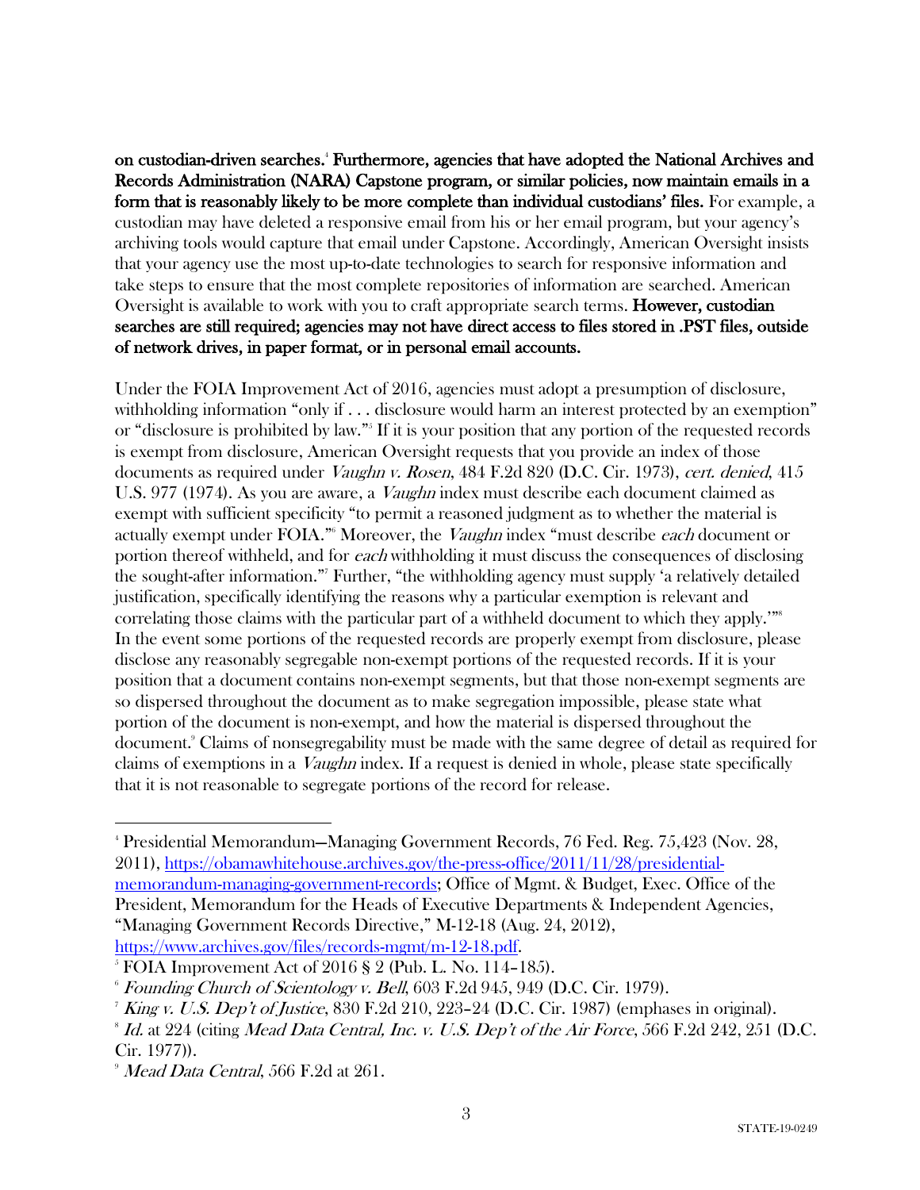**on custodian-driven searches.**[4] **Furthermore, agencies that have adopted the National Archives and Records Administration (NARA) Capstone program, or similar policies, now maintain emails in a form that is reasonably likely to be more complete than individual custodians' files.** For example, a custodian may have deleted a responsive email from his or her email program, but your agency's archiving tools would capture that email under Capstone. Accordingly, American Oversight insists that your agency use the most up-to-date technologies to search for responsive information and take steps to ensure that the most complete repositories of information are searched. American Oversight is available to work with you to craft appropriate search terms. **However, custodian searches are still required; agencies may not have direct access to files stored in .PST files, outside of network drives, in paper format, or in personal email accounts.**

Under the FOIA Improvement Act of 2016, agencies must adopt a presumption of disclosure, withholding information "only if . . . disclosure would harm an interest protected by an exemption" or "disclosure is prohibited by law."[5] If it is your position that any portion of the requested records is exempt from disclosure, American Oversight requests that you provide an index of those documents as required under *Vaughn v. Rosen*, 484 F.2d 820 (D.C. Cir. 1973), *cert. denied*, 415 U.S. 977 (1974). As you are aware, a *Vaughn* index must describe each document claimed as exempt with sufficient specificity "to permit a reasoned judgment as to whether the material is actually exempt under FOIA."[6] Moreover, the *Vaughn* index "must describe *each* document or portion thereof withheld, and for *each* withholding it must discuss the consequences of disclosing the sought-after information."[7] Further, "the withholding agency must supply 'a relatively detailed justification, specifically identifying the reasons why a particular exemption is relevant and correlating those claims with the particular part of a withheld document to which they apply.'"[8] In the event some portions of the requested records are properly exempt from disclosure, please disclose any reasonably segregable non-exempt portions of the requested records. If it is your position that a document contains non-exempt segments, but that those non-exempt segments are so dispersed throughout the document as to make segregation impossible, please state what portion of the document is non-exempt, and how the material is dispersed throughout the document.[9] Claims of nonsegregability must be made with the same degree of detail as required for claims of exemptions in a *Vaughn* index. If a request is denied in whole, please state specifically that it is not reasonable to segregate portions of the record for release.

---

[4] Presidential Memorandum—Managing Government Records, 76 Fed. Reg. 75,423 (Nov. 28, 2011), https://obamawhitehouse.archives.gov/the-press-office/2011/11/28/presidential-memorandum-managing-government-records; Office of Mgmt. & Budget, Exec. Office of the President, Memorandum for the Heads of Executive Departments & Independent Agencies, "Managing Government Records Directive," M-12-18 (Aug. 24, 2012), https://www.archives.gov/files/records-mgmt/m-12-18.pdf.

[5] FOIA Improvement Act of 2016 § 2 (Pub. L. No. 114–185).

[6] *Founding Church of Scientology v. Bell*, 603 F.2d 945, 949 (D.C. Cir. 1979).

[7] *King v. U.S. Dep't of Justice*, 830 F.2d 210, 223–24 (D.C. Cir. 1987) (emphases in original).

[8] *Id.* at 224 (citing *Mead Data Central, Inc. v. U.S. Dep't of the Air Force*, 566 F.2d 242, 251 (D.C. Cir. 1977)).

[9] *Mead Data Central*, 566 F.2d at 261.

STATE-19-0249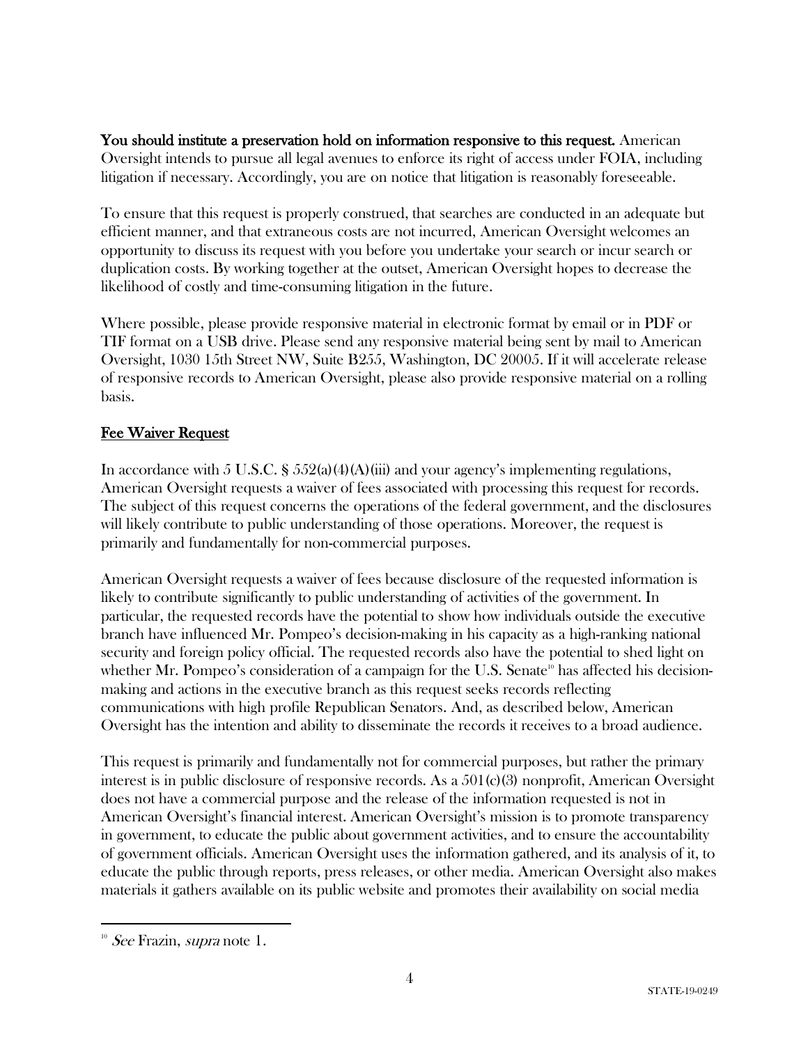**You should institute a preservation hold on information responsive to this request.** American Oversight intends to pursue all legal avenues to enforce its right of access under FOIA, including litigation if necessary. Accordingly, you are on notice that litigation is reasonably foreseeable.

To ensure that this request is properly construed, that searches are conducted in an adequate but efficient manner, and that extraneous costs are not incurred, American Oversight welcomes an opportunity to discuss its request with you before you undertake your search or incur search or duplication costs. By working together at the outset, American Oversight hopes to decrease the likelihood of costly and time-consuming litigation in the future.

Where possible, please provide responsive material in electronic format by email or in PDF or TIF format on a USB drive. Please send any responsive material being sent by mail to American Oversight, 1030 15th Street NW, Suite B255, Washington, DC 20005. If it will accelerate release of responsive records to American Oversight, please also provide responsive material on a rolling basis.

## Fee Waiver Request

In accordance with 5 U.S.C. § 552(a)(4)(A)(iii) and your agency's implementing regulations, American Oversight requests a waiver of fees associated with processing this request for records. The subject of this request concerns the operations of the federal government, and the disclosures will likely contribute to public understanding of those operations. Moreover, the request is primarily and fundamentally for non-commercial purposes.

American Oversight requests a waiver of fees because disclosure of the requested information is likely to contribute significantly to public understanding of activities of the government. In particular, the requested records have the potential to show how individuals outside the executive branch have influenced Mr. Pompeo's decision-making in his capacity as a high-ranking national security and foreign policy official. The requested records also have the potential to shed light on whether Mr. Pompeo's consideration of a campaign for the U.S. Senate[10] has affected his decision-making and actions in the executive branch as this request seeks records reflecting communications with high profile Republican Senators. And, as described below, American Oversight has the intention and ability to disseminate the records it receives to a broad audience.

This request is primarily and fundamentally not for commercial purposes, but rather the primary interest is in public disclosure of responsive records. As a 501(c)(3) nonprofit, American Oversight does not have a commercial purpose and the release of the information requested is not in American Oversight's financial interest. American Oversight's mission is to promote transparency in government, to educate the public about government activities, and to ensure the accountability of government officials. American Oversight uses the information gathered, and its analysis of it, to educate the public through reports, press releases, or other media. American Oversight also makes materials it gathers available on its public website and promotes their availability on social media

---

[10] *See* Frazin, *supra* note 1.

STATE-19-0249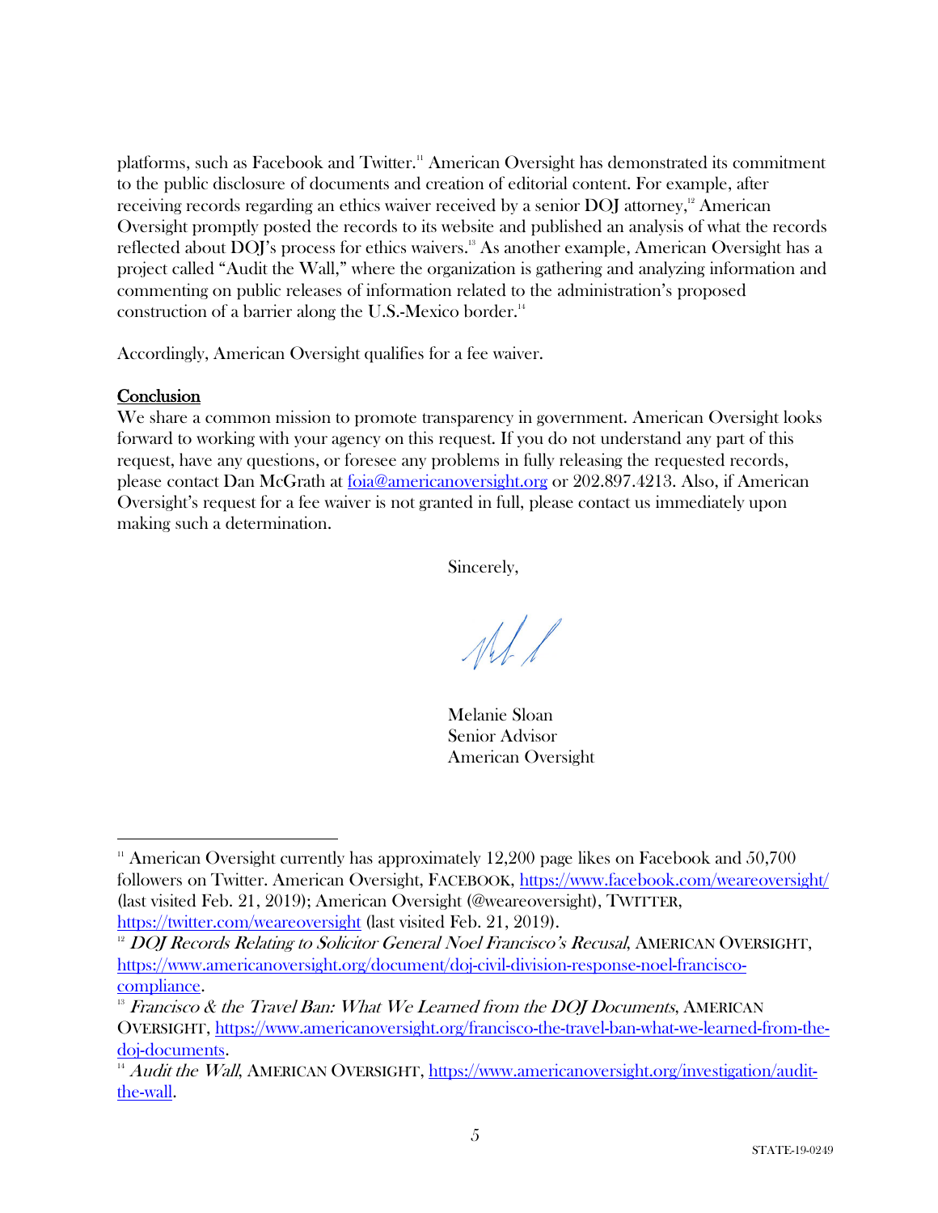platforms, such as Facebook and Twitter.[11] American Oversight has demonstrated its commitment to the public disclosure of documents and creation of editorial content. For example, after receiving records regarding an ethics waiver received by a senior DOJ attorney,[12] American Oversight promptly posted the records to its website and published an analysis of what the records reflected about DOJ's process for ethics waivers.[13] As another example, American Oversight has a project called "Audit the Wall," where the organization is gathering and analyzing information and commenting on public releases of information related to the administration's proposed construction of a barrier along the U.S.-Mexico border.[14]

Accordingly, American Oversight qualifies for a fee waiver.

## Conclusion

We share a common mission to promote transparency in government. American Oversight looks forward to working with your agency on this request. If you do not understand any part of this request, have any questions, or foresee any problems in fully releasing the requested records, please contact Dan McGrath at foia@americanoversight.org or 202.897.4213. Also, if American Oversight's request for a fee waiver is not granted in full, please contact us immediately upon making such a determination.

Sincerely,

Melanie Sloan
Senior Advisor
American Oversight

---

[11] American Oversight currently has approximately 12,200 page likes on Facebook and 50,700 followers on Twitter. American Oversight, FACEBOOK, https://www.facebook.com/weareoversight/ (last visited Feb. 21, 2019); American Oversight (@weareoversight), TWITTER, https://twitter.com/weareoversight (last visited Feb. 21, 2019).

[12] *DOJ Records Relating to Solicitor General Noel Francisco's Recusal*, AMERICAN OVERSIGHT, https://www.americanoversight.org/document/doj-civil-division-response-noel-francisco-compliance.

[13] *Francisco & the Travel Ban: What We Learned from the DOJ Documents*, AMERICAN OVERSIGHT, https://www.americanoversight.org/francisco-the-travel-ban-what-we-learned-from-the-doj-documents.

[14] *Audit the Wall*, AMERICAN OVERSIGHT, https://www.americanoversight.org/investigation/audit-the-wall.

STATE-19-0249